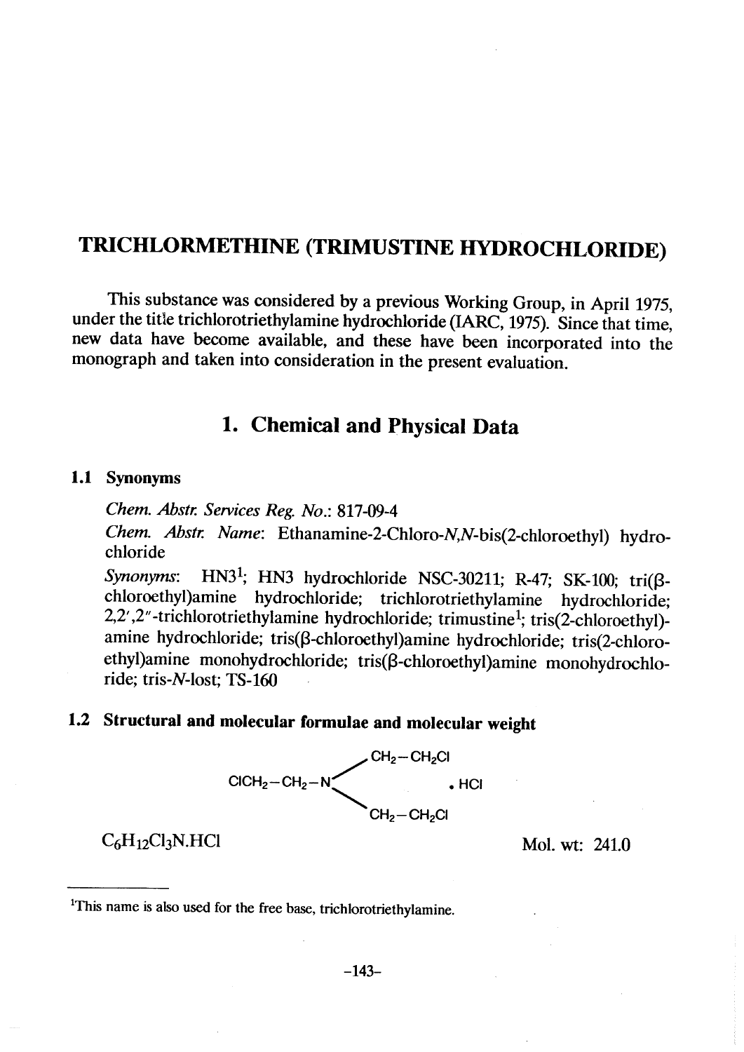# TRICHLORMETHINE (TRIMUSTINE HYDROCHLORIDE)

This substance was considered by a previous Working Group, in April 1975, under the title trichlorotriethylamine hydrochloride (IARC, 1975). Since that time, new data have become available, and these have been incorporated into the monograph and taken into consideration in the present evaluation.

## 1. Chemical and Physical Data

### 1.1 Synonyms

*Chem. Abstr. Services Reg. No.*: 817-09-4

*Chem. Abstr. Name*: Ethanamine-2-Chloro-*N,N*-bis(2-chloroethyl) hydrochloride

*Synonyms*: HN3[1]; HN3 hydrochloride NSC-30211; R-47; SK-100; tri(β-chloroethyl)amine hydrochloride; trichlorotriethylamine hydrochloride; 2,2′,2″-trichlorotriethylamine hydrochloride; trimustine[1]; tris(2-chloroethyl)-amine hydrochloride; tris(β-chloroethyl)amine hydrochloride; tris(2-chloroethyl)amine monohydrochloride; tris(β-chloroethyl)amine monohydrochloride; tris-*N*-lost; TS-160

### 1.2 Structural and molecular formulae and molecular weight

```
                    CH2-CH2Cl
                   /
ClCH2-CH2-N              . HCl
                   \
                    CH2-CH2Cl
```

$C_6H_{12}Cl_3N.HCl$

Mol. wt: 241.0

[1] This name is also used for the free base, trichlorotriethylamine.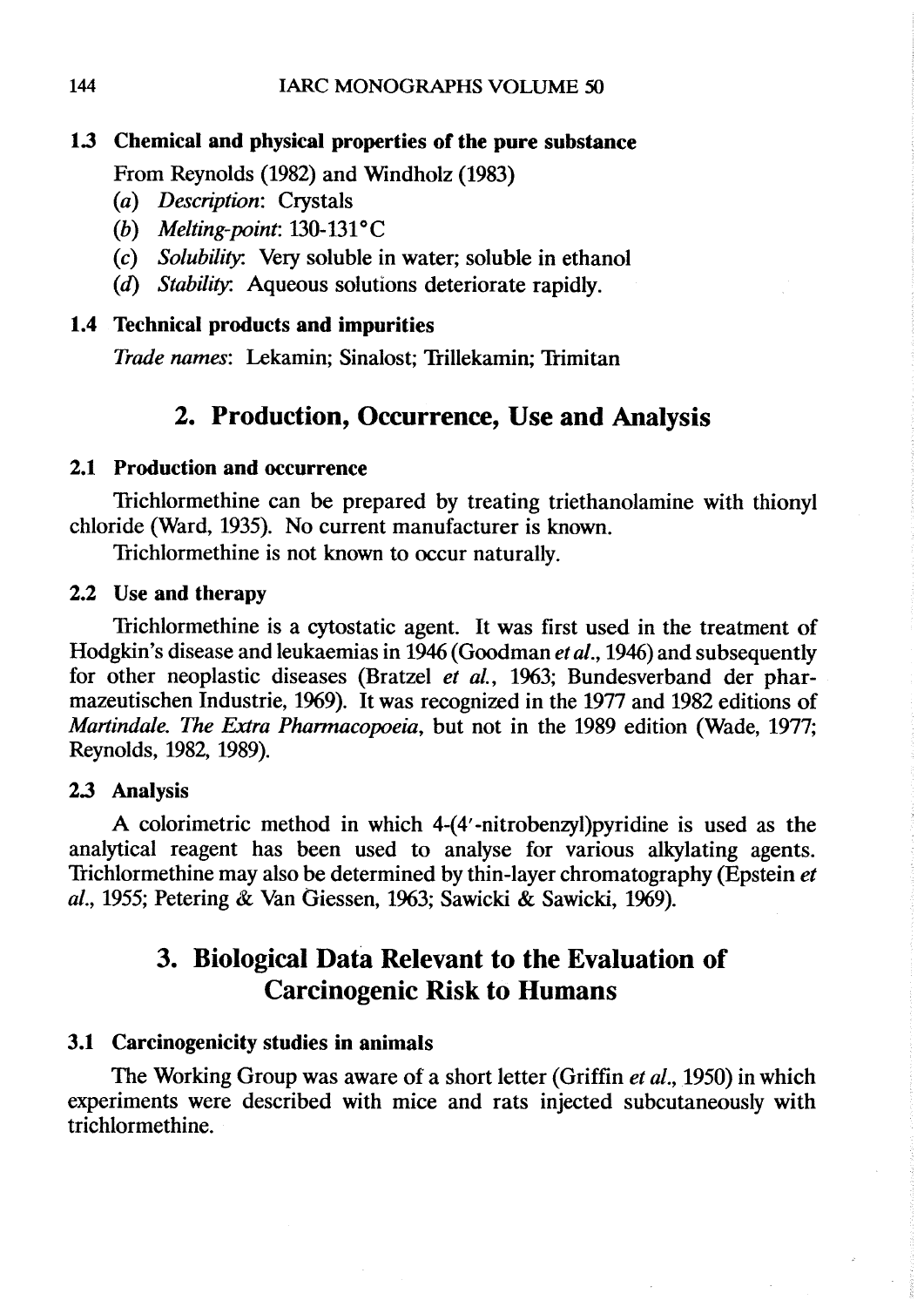### 1.3 Chemical and physical properties of the pure substance

From Reynolds (1982) and Windholz (1983)

(*a*) *Description*: Crystals

(*b*) *Melting-point*: 130-131°C

(*c*) *Solubility*: Very soluble in water; soluble in ethanol

(*d*) *Stability*: Aqueous solutions deteriorate rapidly.

### 1.4 Technical products and impurities

*Trade names*: Lekamin; Sinalost; Trillekamin; Trimitan

## 2. Production, Occurrence, Use and Analysis

### 2.1 Production and occurrence

Trichlormethine can be prepared by treating triethanolamine with thionyl chloride (Ward, 1935). No current manufacturer is known.

Trichlormethine is not known to occur naturally.

### 2.2 Use and therapy

Trichlormethine is a cytostatic agent. It was first used in the treatment of Hodgkin's disease and leukaemias in 1946 (Goodman *et al.*, 1946) and subsequently for other neoplastic diseases (Bratzel *et al.*, 1963; Bundesverband der pharmazeutischen Industrie, 1969). It was recognized in the 1977 and 1982 editions of *Martindale. The Extra Pharmacopoeia*, but not in the 1989 edition (Wade, 1977; Reynolds, 1982, 1989).

### 2.3 Analysis

A colorimetric method in which 4-(4′-nitrobenzyl)pyridine is used as the analytical reagent has been used to analyse for various alkylating agents. Trichlormethine may also be determined by thin-layer chromatography (Epstein *et al.*, 1955; Petering & Van Giessen, 1963; Sawicki & Sawicki, 1969).

## 3. Biological Data Relevant to the Evaluation of Carcinogenic Risk to Humans

### 3.1 Carcinogenicity studies in animals

The Working Group was aware of a short letter (Griffin *et al.*, 1950) in which experiments were described with mice and rats injected subcutaneously with trichlormethine.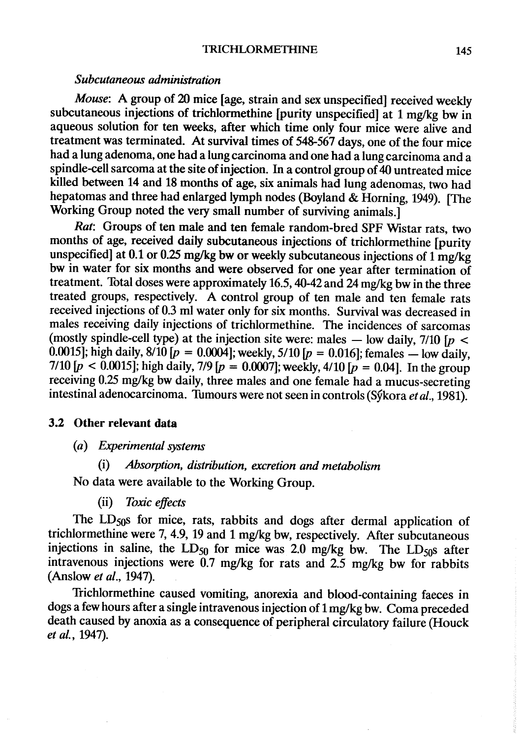*Subcutaneous administration*

*Mouse*: A group of 20 mice [age, strain and sex unspecified] received weekly subcutaneous injections of trichlormethine [purity unspecified] at 1 mg/kg bw in aqueous solution for ten weeks, after which time only four mice were alive and treatment was terminated. At survival times of 548-567 days, one of the four mice had a lung adenoma, one had a lung carcinoma and one had a lung carcinoma and a spindle-cell sarcoma at the site of injection. In a control group of 40 untreated mice killed between 14 and 18 months of age, six animals had lung adenomas, two had hepatomas and three had enlarged lymph nodes (Boyland & Horning, 1949). [The Working Group noted the very small number of surviving animals.]

*Rat*: Groups of ten male and ten female random-bred SPF Wistar rats, two months of age, received daily subcutaneous injections of trichlormethine [purity unspecified] at 0.1 or 0.25 mg/kg bw or weekly subcutaneous injections of 1 mg/kg bw in water for six months and were observed for one year after termination of treatment. Total doses were approximately 16.5, 40-42 and 24 mg/kg bw in the three treated groups, respectively. A control group of ten male and ten female rats received injections of 0.3 ml water only for six months. Survival was decreased in males receiving daily injections of trichlormethine. The incidences of sarcomas (mostly spindle-cell type) at the injection site were: males — low daily, 7/10 [$p < 0.0015$]; high daily, 8/10 [$p = 0.0004$]; weekly, 5/10 [$p = 0.016$]; females — low daily, 7/10 [$p < 0.0015$]; high daily, 7/9 [$p = 0.0007$]; weekly, 4/10 [$p = 0.04$]. In the group receiving 0.25 mg/kg bw daily, three males and one female had a mucus-secreting intestinal adenocarcinoma. Tumours were not seen in controls (Sýkora *et al.*, 1981).

## 3.2 Other relevant data

### (a) *Experimental systems*

#### (i) *Absorption, distribution, excretion and metabolism*

No data were available to the Working Group.

#### (ii) *Toxic effects*

The $LD_{50}$s for mice, rats, rabbits and dogs after dermal application of trichlormethine were 7, 4.9, 19 and 1 mg/kg bw, respectively. After subcutaneous injections in saline, the $LD_{50}$ for mice was 2.0 mg/kg bw. The $LD_{50}$s after intravenous injections were 0.7 mg/kg for rats and 2.5 mg/kg bw for rabbits (Anslow *et al.*, 1947).

Trichlormethine caused vomiting, anorexia and blood-containing faeces in dogs a few hours after a single intravenous injection of 1 mg/kg bw. Coma preceded death caused by anoxia as a consequence of peripheral circulatory failure (Houck *et al.*, 1947).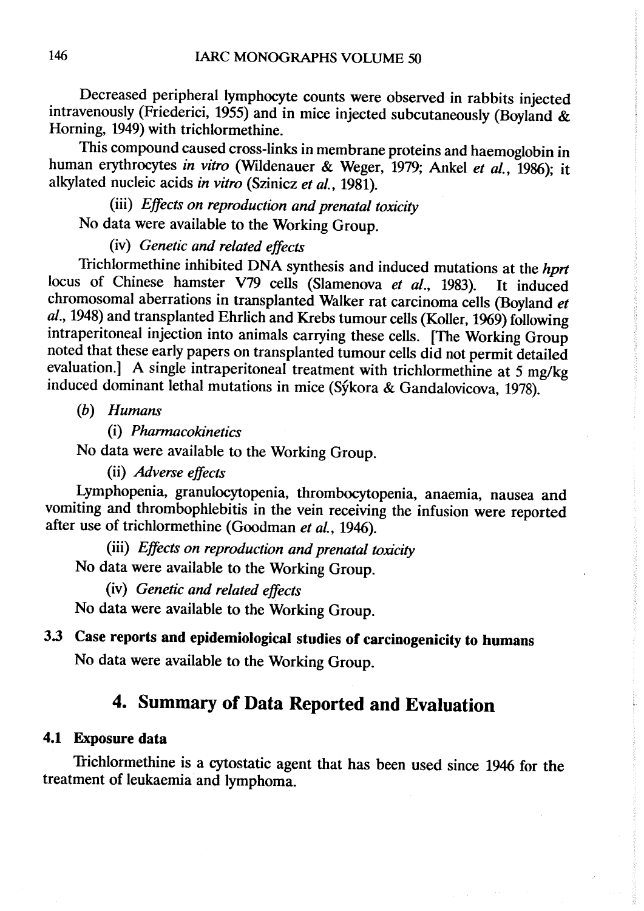Decreased peripheral lymphocyte counts were observed in rabbits injected intravenously (Friederici, 1955) and in mice injected subcutaneously (Boyland & Horning, 1949) with trichlormethine.

This compound caused cross-links in membrane proteins and haemoglobin in human erythrocytes *in vitro* (Wildenauer & Weger, 1979; Ankel *et al.*, 1986); it alkylated nucleic acids *in vitro* (Szinicz *et al.*, 1981).

(iii) *Effects on reproduction and prenatal toxicity*

No data were available to the Working Group.

(iv) *Genetic and related effects*

Trichlormethine inhibited DNA synthesis and induced mutations at the *hprt* locus of Chinese hamster V79 cells (Slamenova *et al.*, 1983). It induced chromosomal aberrations in transplanted Walker rat carcinoma cells (Boyland *et al.*, 1948) and transplanted Ehrlich and Krebs tumour cells (Koller, 1969) following intraperitoneal injection into animals carrying these cells. [The Working Group noted that these early papers on transplanted tumour cells did not permit detailed evaluation.] A single intraperitoneal treatment with trichlormethine at 5 mg/kg induced dominant lethal mutations in mice (Sýkora & Gandalovicova, 1978).

(*b*) *Humans*

(i) *Pharmacokinetics*

No data were available to the Working Group.

(ii) *Adverse effects*

Lymphopenia, granulocytopenia, thrombocytopenia, anaemia, nausea and vomiting and thrombophlebitis in the vein receiving the infusion were reported after use of trichlormethine (Goodman *et al.*, 1946).

(iii) *Effects on reproduction and prenatal toxicity*

No data were available to the Working Group.

(iv) *Genetic and related effects*

No data were available to the Working Group.

### 3.3 Case reports and epidemiological studies of carcinogenicity to humans

No data were available to the Working Group.

## 4. Summary of Data Reported and Evaluation

### 4.1 Exposure data

Trichlormethine is a cytostatic agent that has been used since 1946 for the treatment of leukaemia and lymphoma.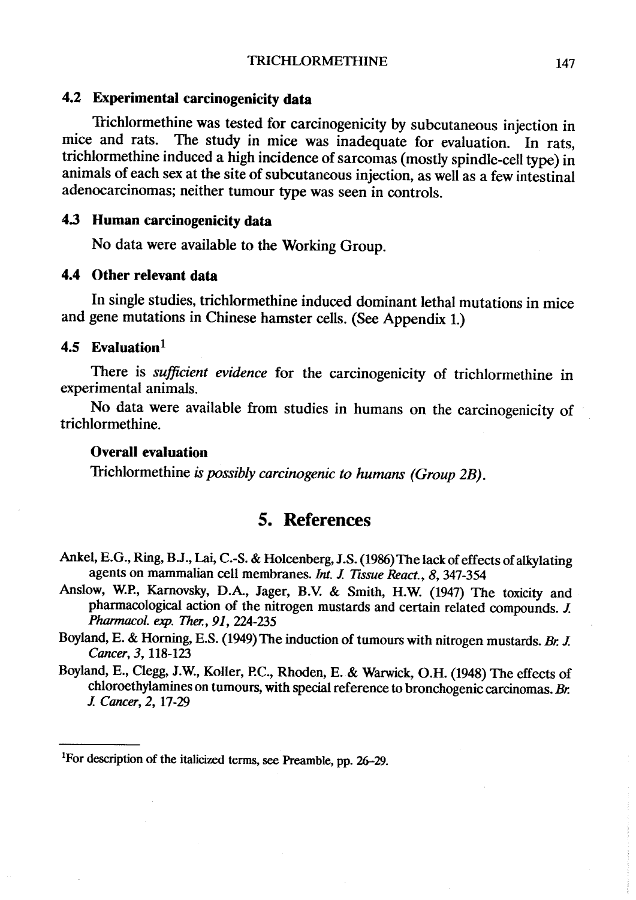### 4.2 Experimental carcinogenicity data

Trichlormethine was tested for carcinogenicity by subcutaneous injection in mice and rats. The study in mice was inadequate for evaluation. In rats, trichlormethine induced a high incidence of sarcomas (mostly spindle-cell type) in animals of each sex at the site of subcutaneous injection, as well as a few intestinal adenocarcinomas; neither tumour type was seen in controls.

### 4.3 Human carcinogenicity data

No data were available to the Working Group.

### 4.4 Other relevant data

In single studies, trichlormethine induced dominant lethal mutations in mice and gene mutations in Chinese hamster cells. (See Appendix 1.)

### 4.5 Evaluation[1]

There is *sufficient evidence* for the carcinogenicity of trichlormethine in experimental animals.

No data were available from studies in humans on the carcinogenicity of trichlormethine.

#### Overall evaluation

Trichlormethine *is possibly carcinogenic to humans (Group 2B)*.

## 5. References

Ankel, E.G., Ring, B.J., Lai, C.-S. & Holcenberg, J.S. (1986) The lack of effects of alkylating agents on mammalian cell membranes. *Int. J. Tissue React.*, *8*, 347-354

Anslow, W.P., Karnovsky, D.A., Jager, B.V. & Smith, H.W. (1947) The toxicity and pharmacological action of the nitrogen mustards and certain related compounds. *J. Pharmacol. exp. Ther.*, *91*, 224-235

Boyland, E. & Horning, E.S. (1949) The induction of tumours with nitrogen mustards. *Br. J. Cancer*, *3*, 118-123

Boyland, E., Clegg, J.W., Koller, P.C., Rhoden, E. & Warwick, O.H. (1948) The effects of chloroethylamines on tumours, with special reference to bronchogenic carcinomas. *Br. J. Cancer*, *2*, 17-29

---

[1]For description of the italicized terms, see Preamble, pp. 26–29.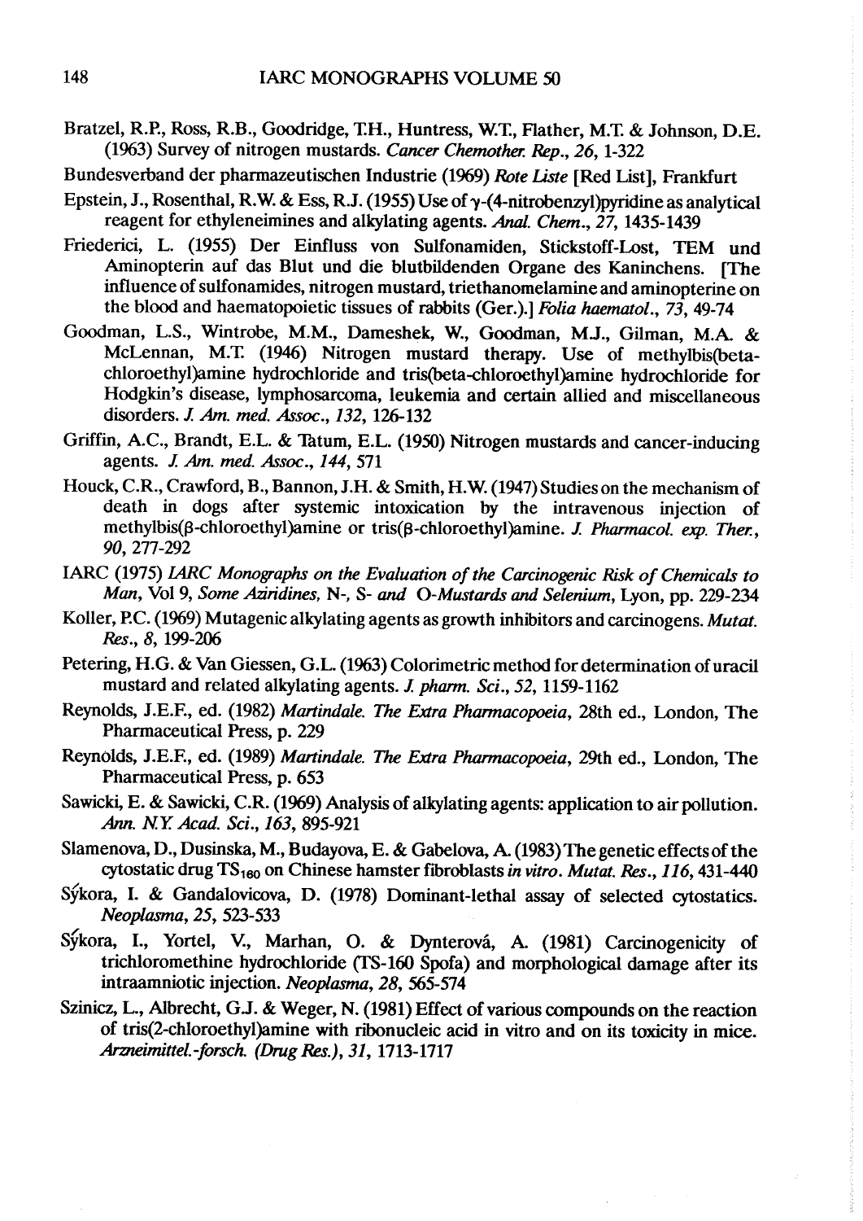Bratzel, R.P., Ross, R.B., Goodridge, T.H., Huntress, W.T., Flather, M.T. & Johnson, D.E. (1963) Survey of nitrogen mustards. *Cancer Chemother. Rep.*, *26*, 1-322

Bundesverband der pharmazeutischen Industrie (1969) *Rote Liste* [Red List], Frankfurt

Epstein, J., Rosenthal, R.W. & Ess, R.J. (1955) Use of γ-(4-nitrobenzyl)pyridine as analytical reagent for ethyleneimines and alkylating agents. *Anal. Chem.*, *27*, 1435-1439

Friederici, L. (1955) Der Einfluss von Sulfonamiden, Stickstoff-Lost, TEM und Aminopterin auf das Blut und die blutbildenden Organe des Kaninchens. [The influence of sulfonamides, nitrogen mustard, triethanomelamine and aminopterine on the blood and haematopoietic tissues of rabbits (Ger.).] *Folia haematol.*, *73*, 49-74

Goodman, L.S., Wintrobe, M.M., Dameshek, W., Goodman, M.J., Gilman, M.A. & McLennan, M.T. (1946) Nitrogen mustard therapy. Use of methylbis(beta-chloroethyl)amine hydrochloride and tris(beta-chloroethyl)amine hydrochloride for Hodgkin's disease, lymphosarcoma, leukemia and certain allied and miscellaneous disorders. *J. Am. med. Assoc.*, *132*, 126-132

Griffin, A.C., Brandt, E.L. & Tatum, E.L. (1950) Nitrogen mustards and cancer-inducing agents. *J. Am. med. Assoc.*, *144*, 571

Houck, C.R., Crawford, B., Bannon, J.H. & Smith, H.W. (1947) Studies on the mechanism of death in dogs after systemic intoxication by the intravenous injection of methylbis(β-chloroethyl)amine or tris(β-chloroethyl)amine. *J. Pharmacol. exp. Ther.*, *90*, 277-292

IARC (1975) *IARC Monographs on the Evaluation of the Carcinogenic Risk of Chemicals to Man*, Vol 9, *Some Aziridines, N-, S- and O-Mustards and Selenium*, Lyon, pp. 229-234

Koller, P.C. (1969) Mutagenic alkylating agents as growth inhibitors and carcinogens. *Mutat. Res.*, *8*, 199-206

Petering, H.G. & Van Giessen, G.L. (1963) Colorimetric method for determination of uracil mustard and related alkylating agents. *J. pharm. Sci.*, *52*, 1159-1162

Reynolds, J.E.F., ed. (1982) *Martindale. The Extra Pharmacopoeia*, 28th ed., London, The Pharmaceutical Press, p. 229

Reynolds, J.E.F., ed. (1989) *Martindale. The Extra Pharmacopoeia*, 29th ed., London, The Pharmaceutical Press, p. 653

Sawicki, E. & Sawicki, C.R. (1969) Analysis of alkylating agents: application to air pollution. *Ann. N.Y. Acad. Sci.*, *163*, 895-921

Slamenova, D., Dusinska, M., Budayova, E. & Gabelova, A. (1983) The genetic effects of the cytostatic drug $TS_{160}$ on Chinese hamster fibroblasts *in vitro*. *Mutat. Res.*, *116*, 431-440

Sýkora, I. & Gandalovicova, D. (1978) Dominant-lethal assay of selected cytostatics. *Neoplasma*, *25*, 523-533

Sýkora, I., Yortel, V., Marhan, O. & Dynterová, A. (1981) Carcinogenicity of trichloromethine hydrochloride (TS-160 Spofa) and morphological damage after its intraamniotic injection. *Neoplasma*, *28*, 565-574

Szinicz, L., Albrecht, G.J. & Weger, N. (1981) Effect of various compounds on the reaction of tris(2-chloroethyl)amine with ribonucleic acid in vitro and on its toxicity in mice. *Arzneimittel.-forsch. (Drug Res.)*, *31*, 1713-1717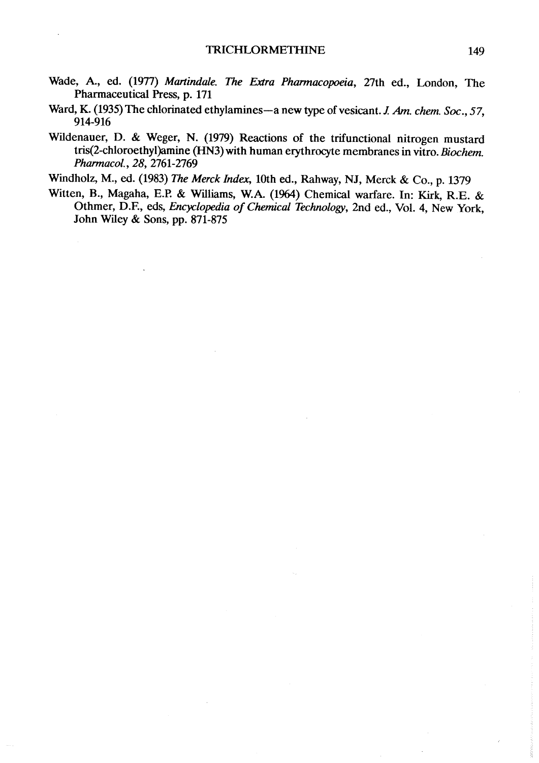Wade, A., ed. (1977) *Martindale. The Extra Pharmacopoeia*, 27th ed., London, The Pharmaceutical Press, p. 171

Ward, K. (1935) The chlorinated ethylamines—a new type of vesicant. *J. Am. chem. Soc.*, *57*, 914-916

Wildenauer, D. & Weger, N. (1979) Reactions of the trifunctional nitrogen mustard tris(2-chloroethyl)amine (HN3) with human erythrocyte membranes in vitro. *Biochem. Pharmacol.*, *28*, 2761-2769

Windholz, M., ed. (1983) *The Merck Index*, 10th ed., Rahway, NJ, Merck & Co., p. 1379

Witten, B., Magaha, E.P. & Williams, W.A. (1964) Chemical warfare. In: Kirk, R.E. & Othmer, D.F., eds, *Encyclopedia of Chemical Technology*, 2nd ed., Vol. 4, New York, John Wiley & Sons, pp. 871-875